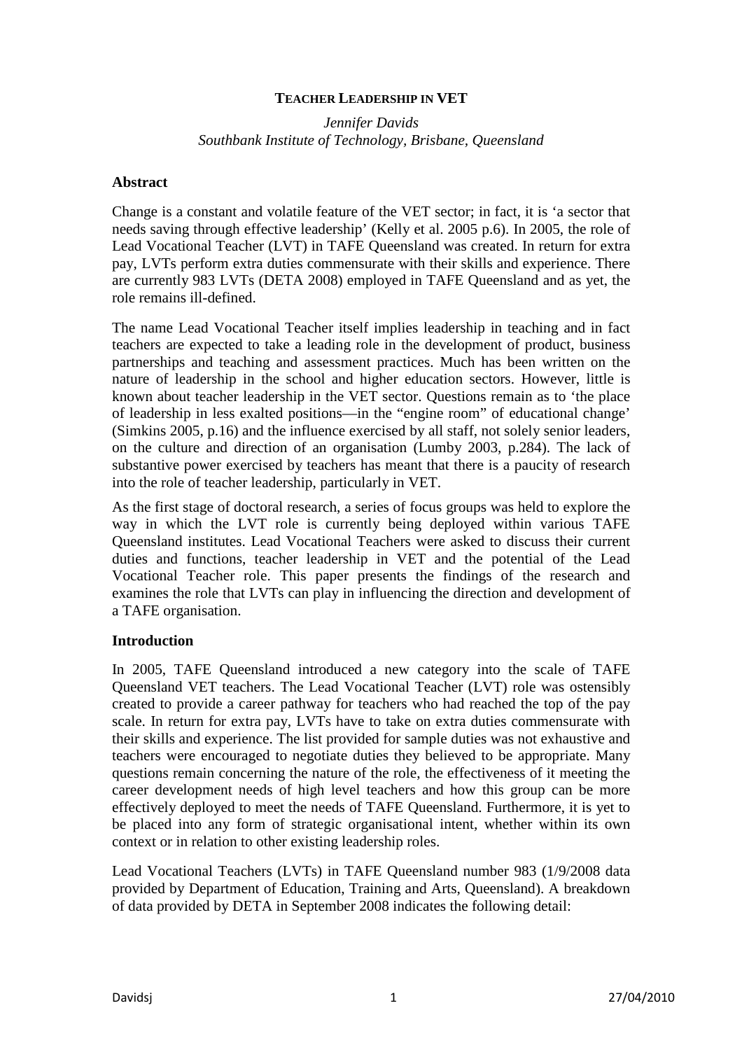# TEACHER LEADERSHIP IN VET

*Jennifer Davids*
*Southbank Institute of Technology, Brisbane, Queensland*

## Abstract

Change is a constant and volatile feature of the VET sector; in fact, it is 'a sector that needs saving through effective leadership' (Kelly et al. 2005 p.6). In 2005, the role of Lead Vocational Teacher (LVT) in TAFE Queensland was created. In return for extra pay, LVTs perform extra duties commensurate with their skills and experience. There are currently 983 LVTs (DETA 2008) employed in TAFE Queensland and as yet, the role remains ill-defined.

The name Lead Vocational Teacher itself implies leadership in teaching and in fact teachers are expected to take a leading role in the development of product, business partnerships and teaching and assessment practices. Much has been written on the nature of leadership in the school and higher education sectors. However, little is known about teacher leadership in the VET sector. Questions remain as to 'the place of leadership in less exalted positions—in the "engine room" of educational change' (Simkins 2005, p.16) and the influence exercised by all staff, not solely senior leaders, on the culture and direction of an organisation (Lumby 2003, p.284). The lack of substantive power exercised by teachers has meant that there is a paucity of research into the role of teacher leadership, particularly in VET.

As the first stage of doctoral research, a series of focus groups was held to explore the way in which the LVT role is currently being deployed within various TAFE Queensland institutes. Lead Vocational Teachers were asked to discuss their current duties and functions, teacher leadership in VET and the potential of the Lead Vocational Teacher role. This paper presents the findings of the research and examines the role that LVTs can play in influencing the direction and development of a TAFE organisation.

## Introduction

In 2005, TAFE Queensland introduced a new category into the scale of TAFE Queensland VET teachers. The Lead Vocational Teacher (LVT) role was ostensibly created to provide a career pathway for teachers who had reached the top of the pay scale. In return for extra pay, LVTs have to take on extra duties commensurate with their skills and experience. The list provided for sample duties was not exhaustive and teachers were encouraged to negotiate duties they believed to be appropriate. Many questions remain concerning the nature of the role, the effectiveness of it meeting the career development needs of high level teachers and how this group can be more effectively deployed to meet the needs of TAFE Queensland. Furthermore, it is yet to be placed into any form of strategic organisational intent, whether within its own context or in relation to other existing leadership roles.

Lead Vocational Teachers (LVTs) in TAFE Queensland number 983 (1/9/2008 data provided by Department of Education, Training and Arts, Queensland). A breakdown of data provided by DETA in September 2008 indicates the following detail: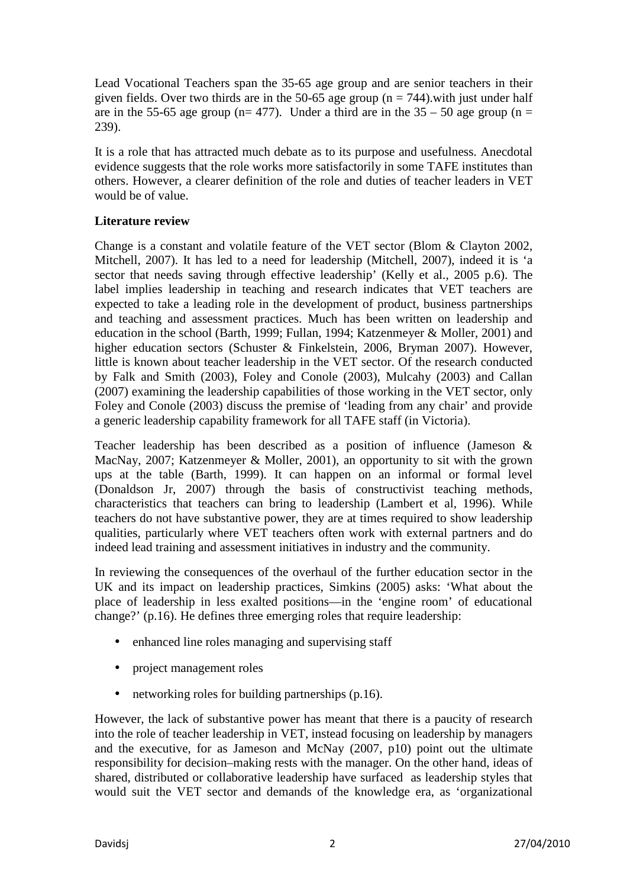Lead Vocational Teachers span the 35-65 age group and are senior teachers in their given fields. Over two thirds are in the 50-65 age group (n = 744).with just under half are in the 55-65 age group (n= 477). Under a third are in the 35 – 50 age group (n = 239).

It is a role that has attracted much debate as to its purpose and usefulness. Anecdotal evidence suggests that the role works more satisfactorily in some TAFE institutes than others. However, a clearer definition of the role and duties of teacher leaders in VET would be of value.

**Literature review**

Change is a constant and volatile feature of the VET sector (Blom & Clayton 2002, Mitchell, 2007). It has led to a need for leadership (Mitchell, 2007), indeed it is 'a sector that needs saving through effective leadership' (Kelly et al., 2005 p.6). The label implies leadership in teaching and research indicates that VET teachers are expected to take a leading role in the development of product, business partnerships and teaching and assessment practices. Much has been written on leadership and education in the school (Barth, 1999; Fullan, 1994; Katzenmeyer & Moller, 2001) and higher education sectors (Schuster & Finkelstein, 2006, Bryman 2007). However, little is known about teacher leadership in the VET sector. Of the research conducted by Falk and Smith (2003), Foley and Conole (2003), Mulcahy (2003) and Callan (2007) examining the leadership capabilities of those working in the VET sector, only Foley and Conole (2003) discuss the premise of 'leading from any chair' and provide a generic leadership capability framework for all TAFE staff (in Victoria).

Teacher leadership has been described as a position of influence (Jameson & MacNay, 2007; Katzenmeyer & Moller, 2001), an opportunity to sit with the grown ups at the table (Barth, 1999). It can happen on an informal or formal level (Donaldson Jr, 2007) through the basis of constructivist teaching methods, characteristics that teachers can bring to leadership (Lambert et al, 1996). While teachers do not have substantive power, they are at times required to show leadership qualities, particularly where VET teachers often work with external partners and do indeed lead training and assessment initiatives in industry and the community.

In reviewing the consequences of the overhaul of the further education sector in the UK and its impact on leadership practices, Simkins (2005) asks: 'What about the place of leadership in less exalted positions—in the 'engine room' of educational change?' (p.16). He defines three emerging roles that require leadership:

- enhanced line roles managing and supervising staff
- project management roles
- networking roles for building partnerships (p.16).

However, the lack of substantive power has meant that there is a paucity of research into the role of teacher leadership in VET, instead focusing on leadership by managers and the executive, for as Jameson and McNay (2007, p10) point out the ultimate responsibility for decision–making rests with the manager. On the other hand, ideas of shared, distributed or collaborative leadership have surfaced as leadership styles that would suit the VET sector and demands of the knowledge era, as 'organizational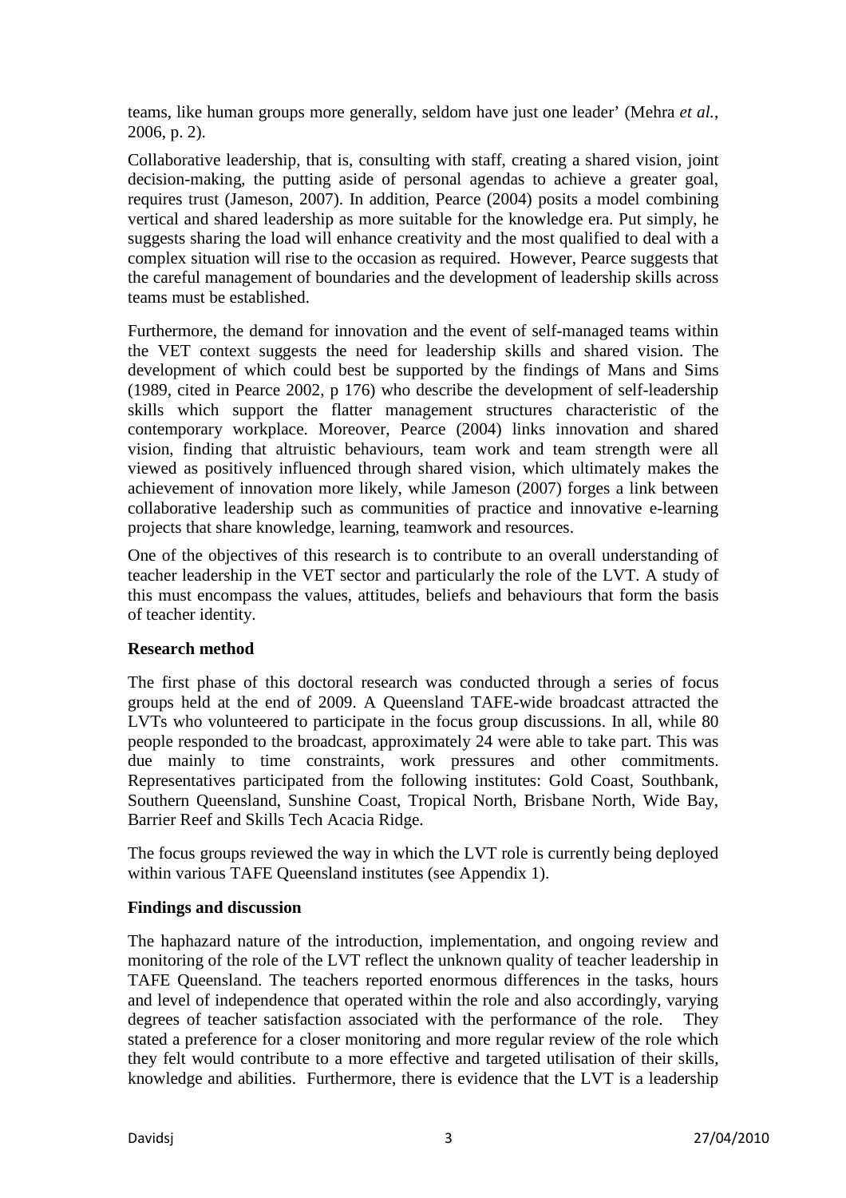teams, like human groups more generally, seldom have just one leader' (Mehra *et al.*, 2006, p. 2).

Collaborative leadership, that is, consulting with staff, creating a shared vision, joint decision-making, the putting aside of personal agendas to achieve a greater goal, requires trust (Jameson, 2007). In addition, Pearce (2004) posits a model combining vertical and shared leadership as more suitable for the knowledge era. Put simply, he suggests sharing the load will enhance creativity and the most qualified to deal with a complex situation will rise to the occasion as required. However, Pearce suggests that the careful management of boundaries and the development of leadership skills across teams must be established.

Furthermore, the demand for innovation and the event of self-managed teams within the VET context suggests the need for leadership skills and shared vision. The development of which could best be supported by the findings of Mans and Sims (1989, cited in Pearce 2002, p 176) who describe the development of self-leadership skills which support the flatter management structures characteristic of the contemporary workplace. Moreover, Pearce (2004) links innovation and shared vision, finding that altruistic behaviours, team work and team strength were all viewed as positively influenced through shared vision, which ultimately makes the achievement of innovation more likely, while Jameson (2007) forges a link between collaborative leadership such as communities of practice and innovative e-learning projects that share knowledge, learning, teamwork and resources.

One of the objectives of this research is to contribute to an overall understanding of teacher leadership in the VET sector and particularly the role of the LVT. A study of this must encompass the values, attitudes, beliefs and behaviours that form the basis of teacher identity.

**Research method**

The first phase of this doctoral research was conducted through a series of focus groups held at the end of 2009. A Queensland TAFE-wide broadcast attracted the LVTs who volunteered to participate in the focus group discussions. In all, while 80 people responded to the broadcast, approximately 24 were able to take part. This was due mainly to time constraints, work pressures and other commitments. Representatives participated from the following institutes: Gold Coast, Southbank, Southern Queensland, Sunshine Coast, Tropical North, Brisbane North, Wide Bay, Barrier Reef and Skills Tech Acacia Ridge.

The focus groups reviewed the way in which the LVT role is currently being deployed within various TAFE Queensland institutes (see Appendix 1).

**Findings and discussion**

The haphazard nature of the introduction, implementation, and ongoing review and monitoring of the role of the LVT reflect the unknown quality of teacher leadership in TAFE Queensland. The teachers reported enormous differences in the tasks, hours and level of independence that operated within the role and also accordingly, varying degrees of teacher satisfaction associated with the performance of the role. They stated a preference for a closer monitoring and more regular review of the role which they felt would contribute to a more effective and targeted utilisation of their skills, knowledge and abilities. Furthermore, there is evidence that the LVT is a leadership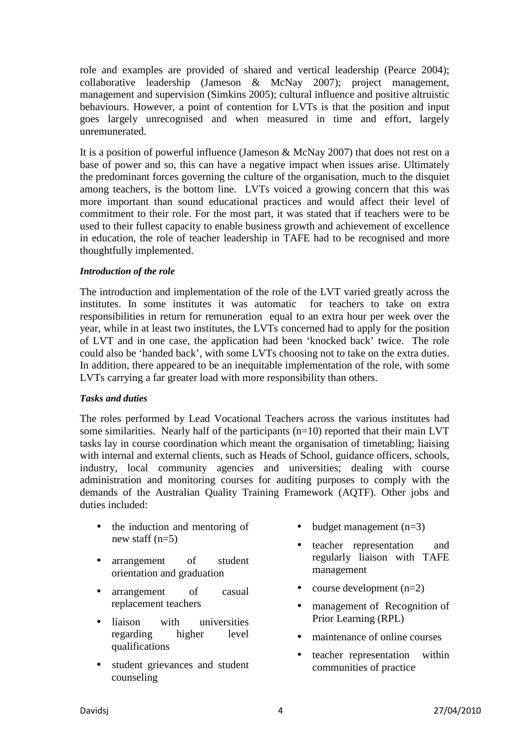role and examples are provided of shared and vertical leadership (Pearce 2004); collaborative leadership (Jameson & McNay 2007); project management, management and supervision (Simkins 2005); cultural influence and positive altruistic behaviours. However, a point of contention for LVTs is that the position and input goes largely unrecognised and when measured in time and effort, largely unremunerated.

It is a position of powerful influence (Jameson & McNay 2007) that does not rest on a base of power and so, this can have a negative impact when issues arise. Ultimately the predominant forces governing the culture of the organisation, much to the disquiet among teachers, is the bottom line. LVTs voiced a growing concern that this was more important than sound educational practices and would affect their level of commitment to their role. For the most part, it was stated that if teachers were to be used to their fullest capacity to enable business growth and achievement of excellence in education, the role of teacher leadership in TAFE had to be recognised and more thoughtfully implemented.

***Introduction of the role***

The introduction and implementation of the role of the LVT varied greatly across the institutes. In some institutes it was automatic for teachers to take on extra responsibilities in return for remuneration equal to an extra hour per week over the year, while in at least two institutes, the LVTs concerned had to apply for the position of LVT and in one case, the application had been 'knocked back' twice. The role could also be 'handed back', with some LVTs choosing not to take on the extra duties. In addition, there appeared to be an inequitable implementation of the role, with some LVTs carrying a far greater load with more responsibility than others.

***Tasks and duties***

The roles performed by Lead Vocational Teachers across the various institutes had some similarities. Nearly half of the participants (n=10) reported that their main LVT tasks lay in course coordination which meant the organisation of timetabling; liaising with internal and external clients, such as Heads of School, guidance officers, schools, industry, local community agencies and universities; dealing with course administration and monitoring courses for auditing purposes to comply with the demands of the Australian Quality Training Framework (AQTF). Other jobs and duties included:

- the induction and mentoring of new staff (n=5)
- arrangement of student orientation and graduation
- arrangement of casual replacement teachers
- liaison with universities regarding higher level qualifications
- student grievances and student counseling
- budget management (n=3)
- teacher representation and regularly liaison with TAFE management
- course development (n=2)
- management of Recognition of Prior Learning (RPL)
- maintenance of online courses
- teacher representation within communities of practice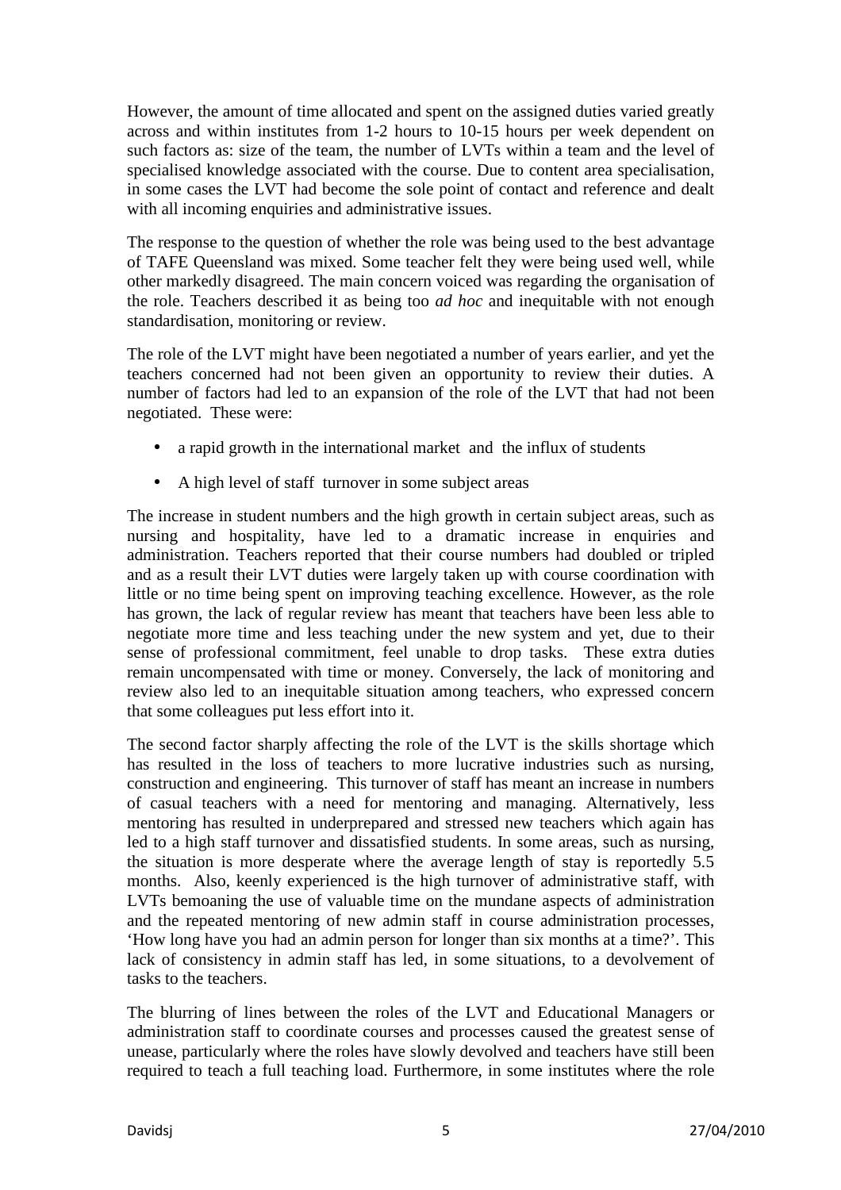However, the amount of time allocated and spent on the assigned duties varied greatly across and within institutes from 1-2 hours to 10-15 hours per week dependent on such factors as: size of the team, the number of LVTs within a team and the level of specialised knowledge associated with the course. Due to content area specialisation, in some cases the LVT had become the sole point of contact and reference and dealt with all incoming enquiries and administrative issues.

The response to the question of whether the role was being used to the best advantage of TAFE Queensland was mixed. Some teacher felt they were being used well, while other markedly disagreed. The main concern voiced was regarding the organisation of the role. Teachers described it as being too *ad hoc* and inequitable with not enough standardisation, monitoring or review.

The role of the LVT might have been negotiated a number of years earlier, and yet the teachers concerned had not been given an opportunity to review their duties. A number of factors had led to an expansion of the role of the LVT that had not been negotiated. These were:

- a rapid growth in the international market and the influx of students
- A high level of staff turnover in some subject areas

The increase in student numbers and the high growth in certain subject areas, such as nursing and hospitality, have led to a dramatic increase in enquiries and administration. Teachers reported that their course numbers had doubled or tripled and as a result their LVT duties were largely taken up with course coordination with little or no time being spent on improving teaching excellence. However, as the role has grown, the lack of regular review has meant that teachers have been less able to negotiate more time and less teaching under the new system and yet, due to their sense of professional commitment, feel unable to drop tasks. These extra duties remain uncompensated with time or money. Conversely, the lack of monitoring and review also led to an inequitable situation among teachers, who expressed concern that some colleagues put less effort into it.

The second factor sharply affecting the role of the LVT is the skills shortage which has resulted in the loss of teachers to more lucrative industries such as nursing, construction and engineering. This turnover of staff has meant an increase in numbers of casual teachers with a need for mentoring and managing. Alternatively, less mentoring has resulted in underprepared and stressed new teachers which again has led to a high staff turnover and dissatisfied students. In some areas, such as nursing, the situation is more desperate where the average length of stay is reportedly 5.5 months. Also, keenly experienced is the high turnover of administrative staff, with LVTs bemoaning the use of valuable time on the mundane aspects of administration and the repeated mentoring of new admin staff in course administration processes, 'How long have you had an admin person for longer than six months at a time?'. This lack of consistency in admin staff has led, in some situations, to a devolvement of tasks to the teachers.

The blurring of lines between the roles of the LVT and Educational Managers or administration staff to coordinate courses and processes caused the greatest sense of unease, particularly where the roles have slowly devolved and teachers have still been required to teach a full teaching load. Furthermore, in some institutes where the role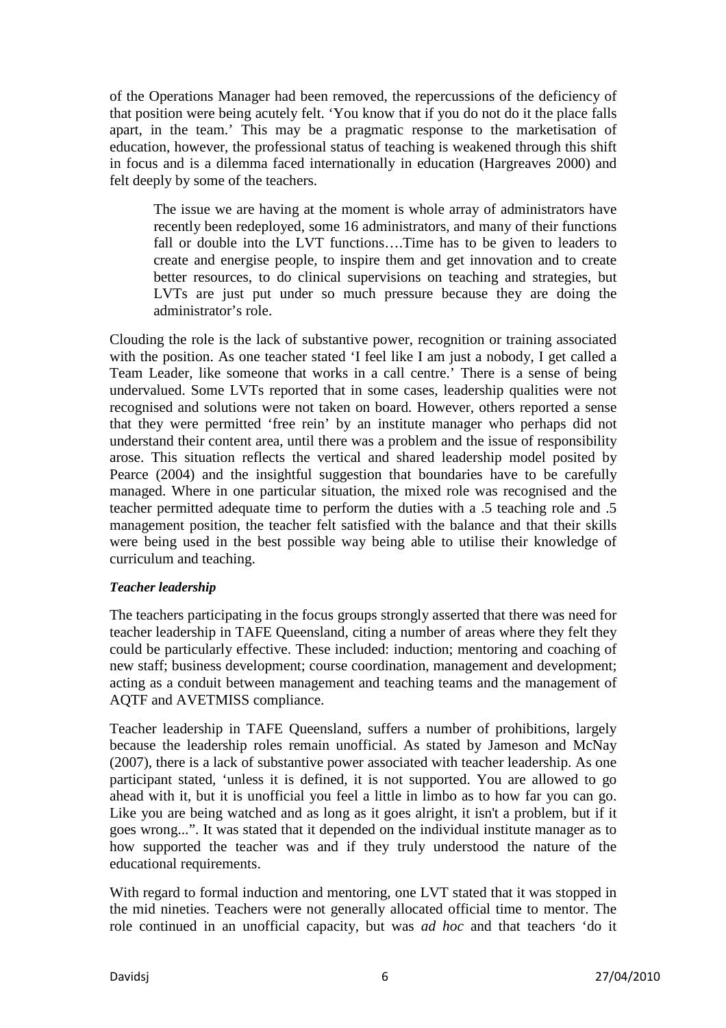of the Operations Manager had been removed, the repercussions of the deficiency of that position were being acutely felt. 'You know that if you do not do it the place falls apart, in the team.' This may be a pragmatic response to the marketisation of education, however, the professional status of teaching is weakened through this shift in focus and is a dilemma faced internationally in education (Hargreaves 2000) and felt deeply by some of the teachers.

> The issue we are having at the moment is whole array of administrators have recently been redeployed, some 16 administrators, and many of their functions fall or double into the LVT functions….Time has to be given to leaders to create and energise people, to inspire them and get innovation and to create better resources, to do clinical supervisions on teaching and strategies, but LVTs are just put under so much pressure because they are doing the administrator's role.

Clouding the role is the lack of substantive power, recognition or training associated with the position. As one teacher stated 'I feel like I am just a nobody, I get called a Team Leader, like someone that works in a call centre.' There is a sense of being undervalued. Some LVTs reported that in some cases, leadership qualities were not recognised and solutions were not taken on board. However, others reported a sense that they were permitted 'free rein' by an institute manager who perhaps did not understand their content area, until there was a problem and the issue of responsibility arose. This situation reflects the vertical and shared leadership model posited by Pearce (2004) and the insightful suggestion that boundaries have to be carefully managed. Where in one particular situation, the mixed role was recognised and the teacher permitted adequate time to perform the duties with a .5 teaching role and .5 management position, the teacher felt satisfied with the balance and that their skills were being used in the best possible way being able to utilise their knowledge of curriculum and teaching.

***Teacher leadership***

The teachers participating in the focus groups strongly asserted that there was need for teacher leadership in TAFE Queensland, citing a number of areas where they felt they could be particularly effective. These included: induction; mentoring and coaching of new staff; business development; course coordination, management and development; acting as a conduit between management and teaching teams and the management of AQTF and AVETMISS compliance.

Teacher leadership in TAFE Queensland, suffers a number of prohibitions, largely because the leadership roles remain unofficial. As stated by Jameson and McNay (2007), there is a lack of substantive power associated with teacher leadership. As one participant stated, 'unless it is defined, it is not supported. You are allowed to go ahead with it, but it is unofficial you feel a little in limbo as to how far you can go. Like you are being watched and as long as it goes alright, it isn't a problem, but if it goes wrong...". It was stated that it depended on the individual institute manager as to how supported the teacher was and if they truly understood the nature of the educational requirements.

With regard to formal induction and mentoring, one LVT stated that it was stopped in the mid nineties. Teachers were not generally allocated official time to mentor. The role continued in an unofficial capacity, but was *ad hoc* and that teachers 'do it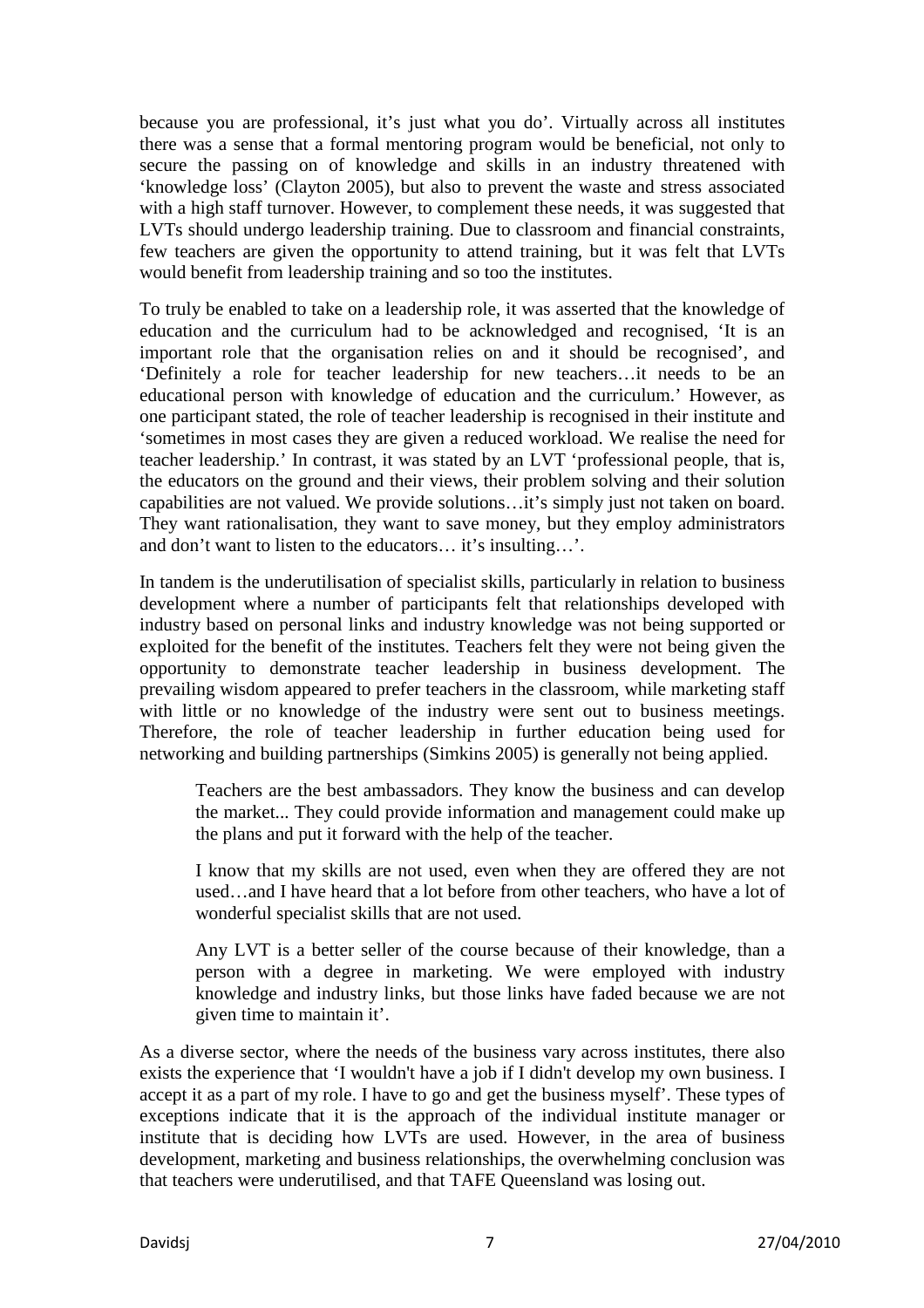because you are professional, it's just what you do'. Virtually across all institutes there was a sense that a formal mentoring program would be beneficial, not only to secure the passing on of knowledge and skills in an industry threatened with 'knowledge loss' (Clayton 2005), but also to prevent the waste and stress associated with a high staff turnover. However, to complement these needs, it was suggested that LVTs should undergo leadership training. Due to classroom and financial constraints, few teachers are given the opportunity to attend training, but it was felt that LVTs would benefit from leadership training and so too the institutes.

To truly be enabled to take on a leadership role, it was asserted that the knowledge of education and the curriculum had to be acknowledged and recognised, 'It is an important role that the organisation relies on and it should be recognised', and 'Definitely a role for teacher leadership for new teachers…it needs to be an educational person with knowledge of education and the curriculum.' However, as one participant stated, the role of teacher leadership is recognised in their institute and 'sometimes in most cases they are given a reduced workload. We realise the need for teacher leadership.' In contrast, it was stated by an LVT 'professional people, that is, the educators on the ground and their views, their problem solving and their solution capabilities are not valued. We provide solutions…it's simply just not taken on board. They want rationalisation, they want to save money, but they employ administrators and don't want to listen to the educators… it's insulting…'.

In tandem is the underutilisation of specialist skills, particularly in relation to business development where a number of participants felt that relationships developed with industry based on personal links and industry knowledge was not being supported or exploited for the benefit of the institutes. Teachers felt they were not being given the opportunity to demonstrate teacher leadership in business development. The prevailing wisdom appeared to prefer teachers in the classroom, while marketing staff with little or no knowledge of the industry were sent out to business meetings. Therefore, the role of teacher leadership in further education being used for networking and building partnerships (Simkins 2005) is generally not being applied.

> Teachers are the best ambassadors. They know the business and can develop the market... They could provide information and management could make up the plans and put it forward with the help of the teacher.
>
> I know that my skills are not used, even when they are offered they are not used…and I have heard that a lot before from other teachers, who have a lot of wonderful specialist skills that are not used.
>
> Any LVT is a better seller of the course because of their knowledge, than a person with a degree in marketing. We were employed with industry knowledge and industry links, but those links have faded because we are not given time to maintain it'.

As a diverse sector, where the needs of the business vary across institutes, there also exists the experience that 'I wouldn't have a job if I didn't develop my own business. I accept it as a part of my role. I have to go and get the business myself'. These types of exceptions indicate that it is the approach of the individual institute manager or institute that is deciding how LVTs are used. However, in the area of business development, marketing and business relationships, the overwhelming conclusion was that teachers were underutilised, and that TAFE Queensland was losing out.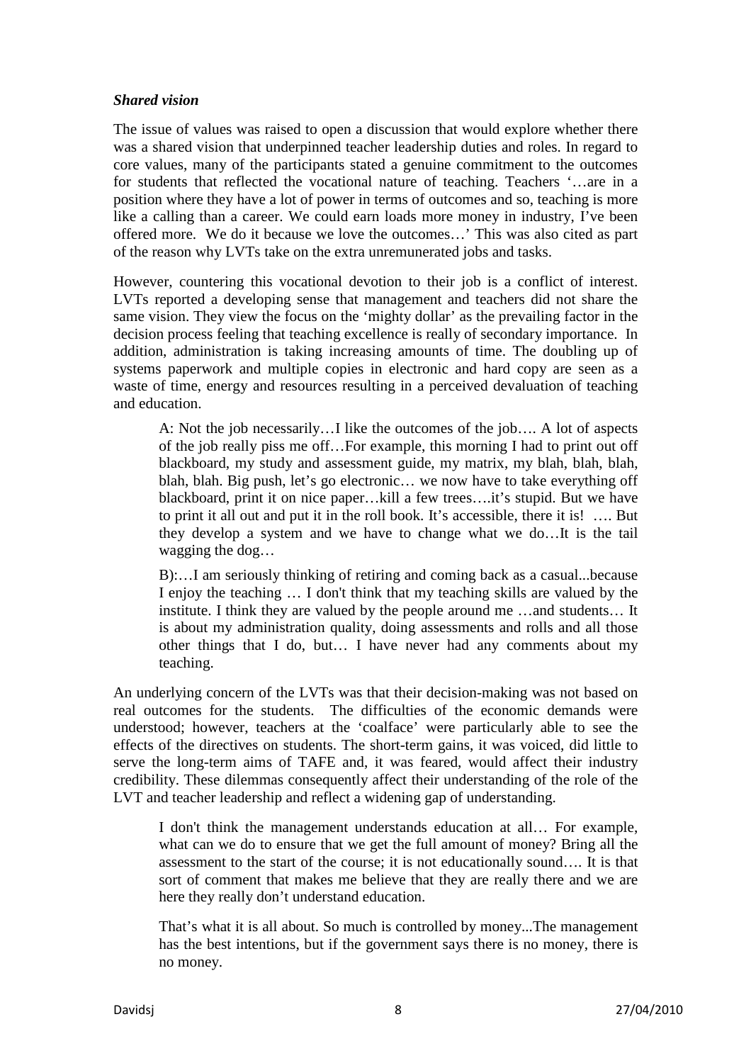### *Shared vision*

The issue of values was raised to open a discussion that would explore whether there was a shared vision that underpinned teacher leadership duties and roles. In regard to core values, many of the participants stated a genuine commitment to the outcomes for students that reflected the vocational nature of teaching. Teachers '…are in a position where they have a lot of power in terms of outcomes and so, teaching is more like a calling than a career. We could earn loads more money in industry, I've been offered more. We do it because we love the outcomes…' This was also cited as part of the reason why LVTs take on the extra unremunerated jobs and tasks.

However, countering this vocational devotion to their job is a conflict of interest. LVTs reported a developing sense that management and teachers did not share the same vision. They view the focus on the 'mighty dollar' as the prevailing factor in the decision process feeling that teaching excellence is really of secondary importance. In addition, administration is taking increasing amounts of time. The doubling up of systems paperwork and multiple copies in electronic and hard copy are seen as a waste of time, energy and resources resulting in a perceived devaluation of teaching and education.

> A: Not the job necessarily…I like the outcomes of the job…. A lot of aspects of the job really piss me off…For example, this morning I had to print out off blackboard, my study and assessment guide, my matrix, my blah, blah, blah, blah, blah. Big push, let's go electronic… we now have to take everything off blackboard, print it on nice paper…kill a few trees….it's stupid. But we have to print it all out and put it in the roll book. It's accessible, there it is! …. But they develop a system and we have to change what we do…It is the tail wagging the dog…

> B):…I am seriously thinking of retiring and coming back as a casual...because I enjoy the teaching … I don't think that my teaching skills are valued by the institute. I think they are valued by the people around me …and students… It is about my administration quality, doing assessments and rolls and all those other things that I do, but… I have never had any comments about my teaching.

An underlying concern of the LVTs was that their decision-making was not based on real outcomes for the students. The difficulties of the economic demands were understood; however, teachers at the 'coalface' were particularly able to see the effects of the directives on students. The short-term gains, it was voiced, did little to serve the long-term aims of TAFE and, it was feared, would affect their industry credibility. These dilemmas consequently affect their understanding of the role of the LVT and teacher leadership and reflect a widening gap of understanding.

> I don't think the management understands education at all… For example, what can we do to ensure that we get the full amount of money? Bring all the assessment to the start of the course; it is not educationally sound…. It is that sort of comment that makes me believe that they are really there and we are here they really don't understand education.

> That's what it is all about. So much is controlled by money...The management has the best intentions, but if the government says there is no money, there is no money.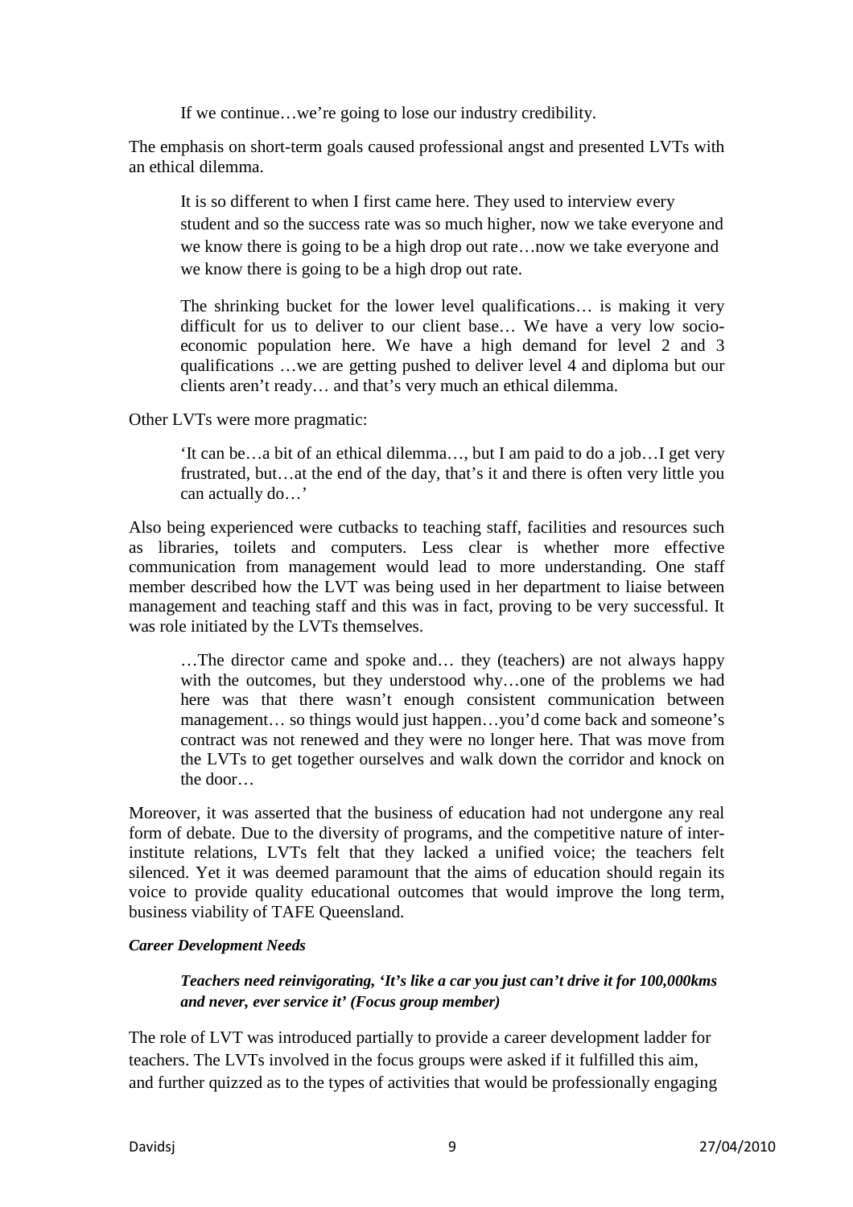> If we continue…we're going to lose our industry credibility.

The emphasis on short-term goals caused professional angst and presented LVTs with an ethical dilemma.

> It is so different to when I first came here. They used to interview every student and so the success rate was so much higher, now we take everyone and we know there is going to be a high drop out rate…now we take everyone and we know there is going to be a high drop out rate.
>
> The shrinking bucket for the lower level qualifications… is making it very difficult for us to deliver to our client base… We have a very low socio-economic population here. We have a high demand for level 2 and 3 qualifications …we are getting pushed to deliver level 4 and diploma but our clients aren't ready… and that's very much an ethical dilemma.

Other LVTs were more pragmatic:

> 'It can be…a bit of an ethical dilemma…, but I am paid to do a job…I get very frustrated, but…at the end of the day, that's it and there is often very little you can actually do…'

Also being experienced were cutbacks to teaching staff, facilities and resources such as libraries, toilets and computers. Less clear is whether more effective communication from management would lead to more understanding. One staff member described how the LVT was being used in her department to liaise between management and teaching staff and this was in fact, proving to be very successful. It was role initiated by the LVTs themselves.

> …The director came and spoke and… they (teachers) are not always happy with the outcomes, but they understood why…one of the problems we had here was that there wasn't enough consistent communication between management… so things would just happen…you'd come back and someone's contract was not renewed and they were no longer here. That was move from the LVTs to get together ourselves and walk down the corridor and knock on the door…

Moreover, it was asserted that the business of education had not undergone any real form of debate. Due to the diversity of programs, and the competitive nature of inter-institute relations, LVTs felt that they lacked a unified voice; the teachers felt silenced. Yet it was deemed paramount that the aims of education should regain its voice to provide quality educational outcomes that would improve the long term, business viability of TAFE Queensland.

***Career Development Needs***

> ***Teachers need reinvigorating, 'It's like a car you just can't drive it for 100,000kms and never, ever service it' (Focus group member)***

The role of LVT was introduced partially to provide a career development ladder for teachers. The LVTs involved in the focus groups were asked if it fulfilled this aim, and further quizzed as to the types of activities that would be professionally engaging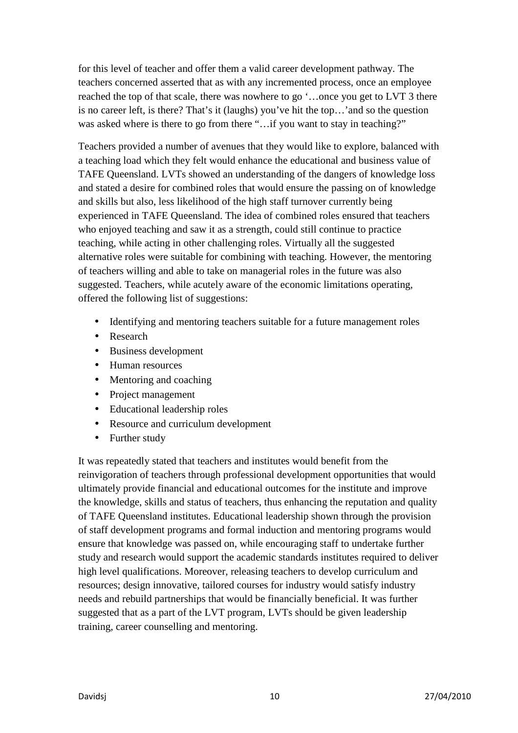for this level of teacher and offer them a valid career development pathway. The teachers concerned asserted that as with any incremented process, once an employee reached the top of that scale, there was nowhere to go '…once you get to LVT 3 there is no career left, is there? That's it (laughs) you've hit the top…'and so the question was asked where is there to go from there "…if you want to stay in teaching?"

Teachers provided a number of avenues that they would like to explore, balanced with a teaching load which they felt would enhance the educational and business value of TAFE Queensland. LVTs showed an understanding of the dangers of knowledge loss and stated a desire for combined roles that would ensure the passing on of knowledge and skills but also, less likelihood of the high staff turnover currently being experienced in TAFE Queensland. The idea of combined roles ensured that teachers who enjoyed teaching and saw it as a strength, could still continue to practice teaching, while acting in other challenging roles. Virtually all the suggested alternative roles were suitable for combining with teaching. However, the mentoring of teachers willing and able to take on managerial roles in the future was also suggested. Teachers, while acutely aware of the economic limitations operating, offered the following list of suggestions:

- Identifying and mentoring teachers suitable for a future management roles
- Research
- Business development
- Human resources
- Mentoring and coaching
- Project management
- Educational leadership roles
- Resource and curriculum development
- Further study

It was repeatedly stated that teachers and institutes would benefit from the reinvigoration of teachers through professional development opportunities that would ultimately provide financial and educational outcomes for the institute and improve the knowledge, skills and status of teachers, thus enhancing the reputation and quality of TAFE Queensland institutes. Educational leadership shown through the provision of staff development programs and formal induction and mentoring programs would ensure that knowledge was passed on, while encouraging staff to undertake further study and research would support the academic standards institutes required to deliver high level qualifications. Moreover, releasing teachers to develop curriculum and resources; design innovative, tailored courses for industry would satisfy industry needs and rebuild partnerships that would be financially beneficial. It was further suggested that as a part of the LVT program, LVTs should be given leadership training, career counselling and mentoring.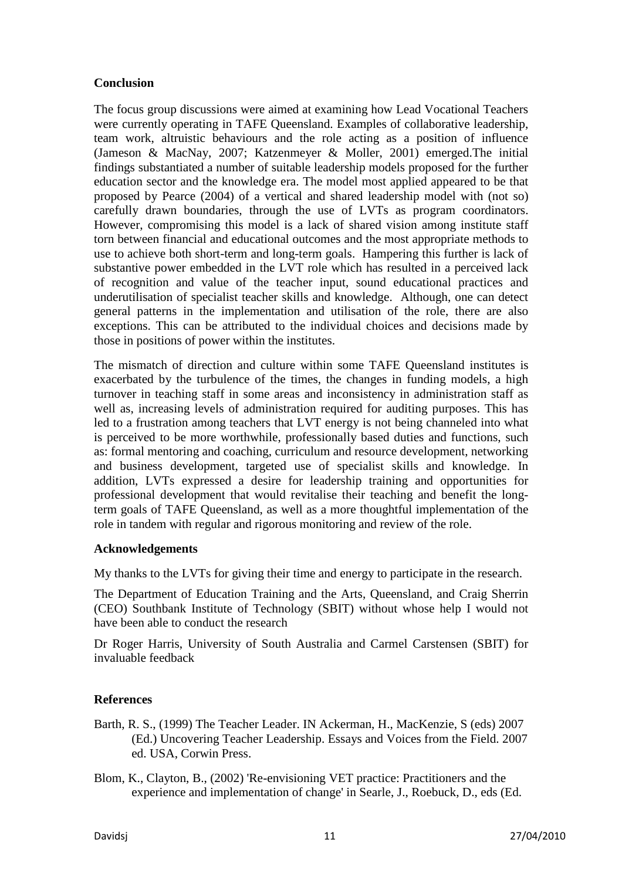## Conclusion

The focus group discussions were aimed at examining how Lead Vocational Teachers were currently operating in TAFE Queensland. Examples of collaborative leadership, team work, altruistic behaviours and the role acting as a position of influence (Jameson & MacNay, 2007; Katzenmeyer & Moller, 2001) emerged.The initial findings substantiated a number of suitable leadership models proposed for the further education sector and the knowledge era. The model most applied appeared to be that proposed by Pearce (2004) of a vertical and shared leadership model with (not so) carefully drawn boundaries, through the use of LVTs as program coordinators. However, compromising this model is a lack of shared vision among institute staff torn between financial and educational outcomes and the most appropriate methods to use to achieve both short-term and long-term goals. Hampering this further is lack of substantive power embedded in the LVT role which has resulted in a perceived lack of recognition and value of the teacher input, sound educational practices and underutilisation of specialist teacher skills and knowledge. Although, one can detect general patterns in the implementation and utilisation of the role, there are also exceptions. This can be attributed to the individual choices and decisions made by those in positions of power within the institutes.

The mismatch of direction and culture within some TAFE Queensland institutes is exacerbated by the turbulence of the times, the changes in funding models, a high turnover in teaching staff in some areas and inconsistency in administration staff as well as, increasing levels of administration required for auditing purposes. This has led to a frustration among teachers that LVT energy is not being channeled into what is perceived to be more worthwhile, professionally based duties and functions, such as: formal mentoring and coaching, curriculum and resource development, networking and business development, targeted use of specialist skills and knowledge. In addition, LVTs expressed a desire for leadership training and opportunities for professional development that would revitalise their teaching and benefit the long-term goals of TAFE Queensland, as well as a more thoughtful implementation of the role in tandem with regular and rigorous monitoring and review of the role.

## Acknowledgements

My thanks to the LVTs for giving their time and energy to participate in the research.

The Department of Education Training and the Arts, Queensland, and Craig Sherrin (CEO) Southbank Institute of Technology (SBIT) without whose help I would not have been able to conduct the research

Dr Roger Harris, University of South Australia and Carmel Carstensen (SBIT) for invaluable feedback

## References

Barth, R. S., (1999) The Teacher Leader. IN Ackerman, H., MacKenzie, S (eds) 2007 (Ed.) Uncovering Teacher Leadership. Essays and Voices from the Field. 2007 ed. USA, Corwin Press.

Blom, K., Clayton, B., (2002) 'Re-envisioning VET practice: Practitioners and the experience and implementation of change' in Searle, J., Roebuck, D., eds (Ed.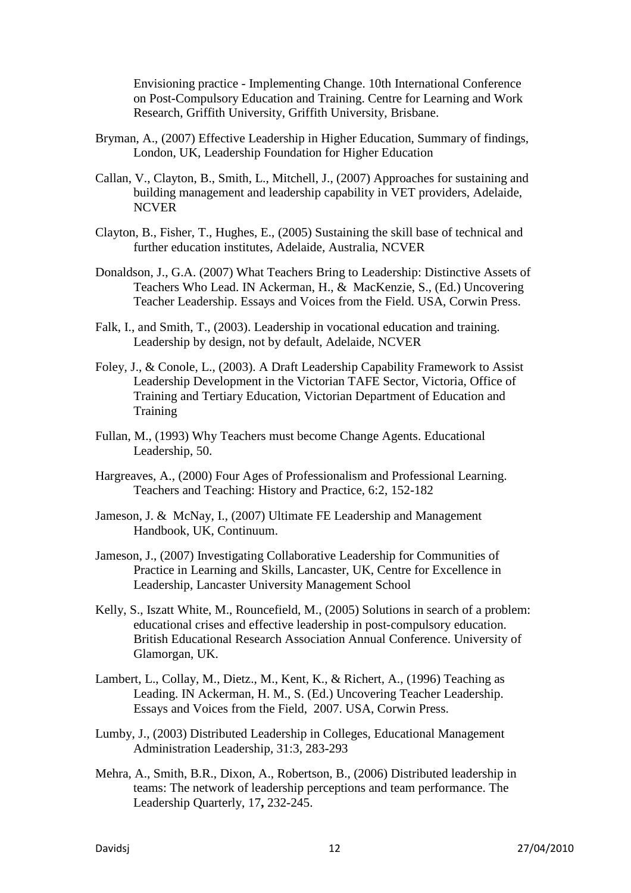Envisioning practice - Implementing Change. 10th International Conference on Post-Compulsory Education and Training. Centre for Learning and Work Research, Griffith University, Griffith University, Brisbane.

Bryman, A., (2007) Effective Leadership in Higher Education, Summary of findings, London, UK, Leadership Foundation for Higher Education

Callan, V., Clayton, B., Smith, L., Mitchell, J., (2007) Approaches for sustaining and building management and leadership capability in VET providers, Adelaide, NCVER

Clayton, B., Fisher, T., Hughes, E., (2005) Sustaining the skill base of technical and further education institutes, Adelaide, Australia, NCVER

Donaldson, J., G.A. (2007) What Teachers Bring to Leadership: Distinctive Assets of Teachers Who Lead. IN Ackerman, H., & MacKenzie, S., (Ed.) Uncovering Teacher Leadership. Essays and Voices from the Field. USA, Corwin Press.

Falk, I., and Smith, T., (2003). Leadership in vocational education and training. Leadership by design, not by default, Adelaide, NCVER

Foley, J., & Conole, L., (2003). A Draft Leadership Capability Framework to Assist Leadership Development in the Victorian TAFE Sector, Victoria, Office of Training and Tertiary Education, Victorian Department of Education and Training

Fullan, M., (1993) Why Teachers must become Change Agents. Educational Leadership, 50.

Hargreaves, A., (2000) Four Ages of Professionalism and Professional Learning. Teachers and Teaching: History and Practice, 6:2, 152-182

Jameson, J. & McNay, I., (2007) Ultimate FE Leadership and Management Handbook, UK, Continuum.

Jameson, J., (2007) Investigating Collaborative Leadership for Communities of Practice in Learning and Skills, Lancaster, UK, Centre for Excellence in Leadership, Lancaster University Management School

Kelly, S., Iszatt White, M., Rouncefield, M., (2005) Solutions in search of a problem: educational crises and effective leadership in post-compulsory education. British Educational Research Association Annual Conference. University of Glamorgan, UK.

Lambert, L., Collay, M., Dietz., M., Kent, K., & Richert, A., (1996) Teaching as Leading. IN Ackerman, H. M., S. (Ed.) Uncovering Teacher Leadership. Essays and Voices from the Field, 2007. USA, Corwin Press.

Lumby, J., (2003) Distributed Leadership in Colleges, Educational Management Administration Leadership, 31:3, 283-293

Mehra, A., Smith, B.R., Dixon, A., Robertson, B., (2006) Distributed leadership in teams: The network of leadership perceptions and team performance. The Leadership Quarterly, 17**,** 232-245.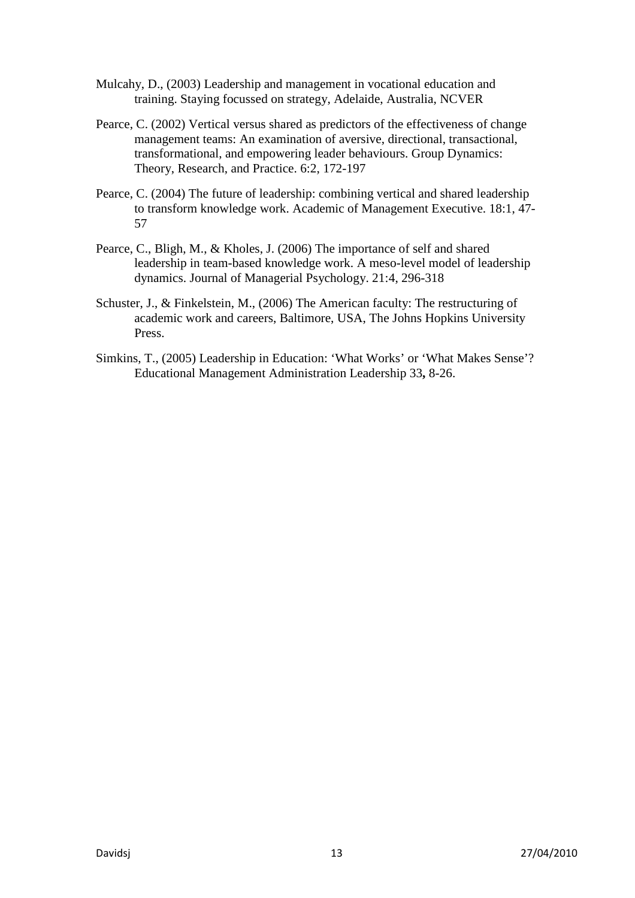Mulcahy, D., (2003) Leadership and management in vocational education and training. Staying focussed on strategy, Adelaide, Australia, NCVER

Pearce, C. (2002) Vertical versus shared as predictors of the effectiveness of change management teams: An examination of aversive, directional, transactional, transformational, and empowering leader behaviours. Group Dynamics: Theory, Research, and Practice. 6:2, 172-197

Pearce, C. (2004) The future of leadership: combining vertical and shared leadership to transform knowledge work. Academic of Management Executive. 18:1, 47-57

Pearce, C., Bligh, M., & Kholes, J. (2006) The importance of self and shared leadership in team-based knowledge work. A meso-level model of leadership dynamics. Journal of Managerial Psychology. 21:4, 296-318

Schuster, J., & Finkelstein, M., (2006) The American faculty: The restructuring of academic work and careers, Baltimore, USA, The Johns Hopkins University Press.

Simkins, T., (2005) Leadership in Education: 'What Works' or 'What Makes Sense'? Educational Management Administration Leadership 33**,** 8-26.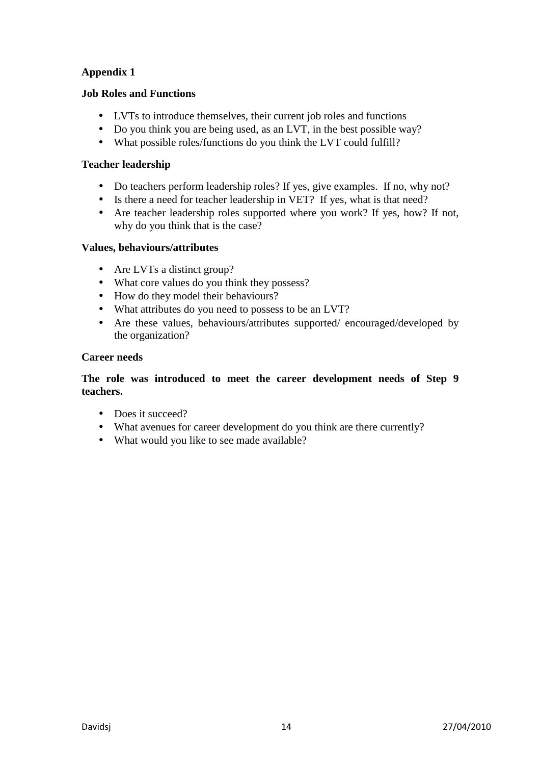## Appendix 1

### Job Roles and Functions

- LVTs to introduce themselves, their current job roles and functions
- Do you think you are being used, as an LVT, in the best possible way?
- What possible roles/functions do you think the LVT could fulfill?

### Teacher leadership

- Do teachers perform leadership roles? If yes, give examples. If no, why not?
- Is there a need for teacher leadership in VET? If yes, what is that need?
- Are teacher leadership roles supported where you work? If yes, how? If not, why do you think that is the case?

### Values, behaviours/attributes

- Are LVTs a distinct group?
- What core values do you think they possess?
- How do they model their behaviours?
- What attributes do you need to possess to be an LVT?
- Are these values, behaviours/attributes supported/ encouraged/developed by the organization?

### Career needs

**The role was introduced to meet the career development needs of Step 9 teachers.**

- Does it succeed?
- What avenues for career development do you think are there currently?
- What would you like to see made available?